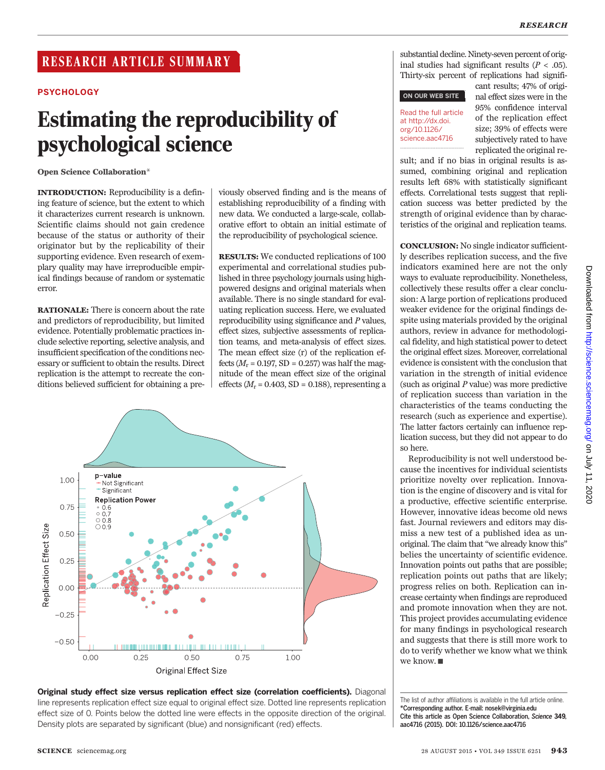## RESEARCH ARTICLE SUMMARY

PSYCHOLOGY

# Estimating the reproducibility of psychological science

**Open Science Collaboration***

**INTRODUCTION:** Reproducibility is a defining feature of science, but the extent to which it characterizes current research is unknown. Scientific claims should not gain credence because of the status or authority of their originator but by the replicability of their supporting evidence. Even research of exemplary quality may have irreproducible empirical findings because of random or systematic error.

**RATIONALE:** There is concern about the rate and predictors of reproducibility, but limited evidence. Potentially problematic practices include selective reporting, selective analysis, and insufficient specification of the conditions necessary or sufficient to obtain the results. Direct replication is the attempt to recreate the conditions believed sufficient for obtaining a previously observed finding and is the means of establishing reproducibility of a finding with new data. We conducted a large-scale, collaborative effort to obtain an initial estimate of the reproducibility of psychological science.

**RESULTS:** We conducted replications of 100 experimental and correlational studies published in three psychology journals using high-powered designs and original materials when available. There is no single standard for evaluating replication success. Here, we evaluated reproducibility using significance and *P* values, effect sizes, subjective assessments of replication teams, and meta-analysis of effect sizes. The mean effect size (r) of the replication effects ($M_r$ = 0.197, SD = 0.257) was half the magnitude of the mean effect size of the original effects ($M_r$ = 0.403, SD = 0.188), representing a substantial decline. Ninety-seven percent of original studies had significant results ($P$ < .05). Thirty-six percent of replications had significant results; 47% of original effect sizes were in the 95% confidence interval of the replication effect size; 39% of effects were subjectively rated to have replicated the original result; and if no bias in original results is assumed, combining original and replication results left 68% with statistically significant effects. Correlational tests suggest that replication success was better predicted by the strength of original evidence than by characteristics of the original and replication teams.

ON OUR WEB SITE

Read the full article at http://dx.doi.org/10.1126/science.aac4716

**CONCLUSION:** No single indicator sufficiently describes replication success, and the five indicators examined here are not the only ways to evaluate reproducibility. Nonetheless, collectively these results offer a clear conclusion: A large portion of replications produced weaker evidence for the original findings despite using materials provided by the original authors, review in advance for methodological fidelity, and high statistical power to detect the original effect sizes. Moreover, correlational evidence is consistent with the conclusion that variation in the strength of initial evidence (such as original *P* value) was more predictive of replication success than variation in the characteristics of the teams conducting the research (such as experience and expertise). The latter factors certainly can influence replication success, but they did not appear to do so here.

Reproducibility is not well understood because the incentives for individual scientists prioritize novelty over replication. Innovation is the engine of discovery and is vital for a productive, effective scientific enterprise. However, innovative ideas become old news fast. Journal reviewers and editors may dismiss a new test of a published idea as unoriginal. The claim that "we already know this" belies the uncertainty of scientific evidence. Innovation points out paths that are possible; replication points out paths that are likely; progress relies on both. Replication can increase certainty when findings are reproduced and promote innovation when they are not. This project provides accumulating evidence for many findings in psychological research and suggests that there is still more work to do to verify whether we know what we think we know. ■

**Original study effect size versus replication effect size (correlation coefficients).** Diagonal line represents replication effect size equal to original effect size. Dotted line represents replication effect size of 0. Points below the dotted line were effects in the opposite direction of the original. Density plots are separated by significant (blue) and nonsignificant (red) effects.

The list of author affiliations is available in the full article online.
*Corresponding author. E-mail: nosek@virginia.edu
Cite this article as Open Science Collaboration, *Science* **349**, aac4716 (2015). DOI: 10.1126/science.aac4716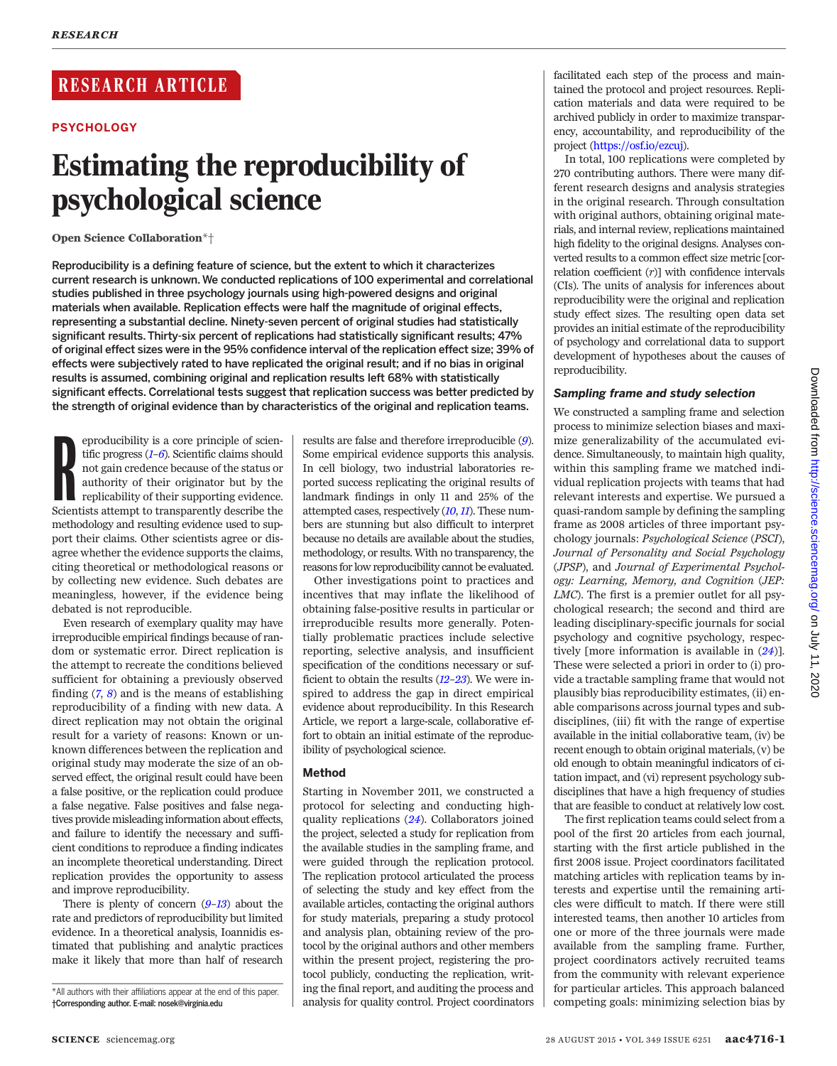RESEARCH ARTICLE

PSYCHOLOGY

# Estimating the reproducibility of psychological science

**Open Science Collaboration***†

**Reproducibility is a defining feature of science, but the extent to which it characterizes current research is unknown. We conducted replications of 100 experimental and correlational studies published in three psychology journals using high-powered designs and original materials when available. Replication effects were half the magnitude of original effects, representing a substantial decline. Ninety-seven percent of original studies had statistically significant results. Thirty-six percent of replications had statistically significant results; 47% of original effect sizes were in the 95% confidence interval of the replication effect size; 39% of effects were subjectively rated to have replicated the original result; and if no bias in original results is assumed, combining original and replication results left 68% with statistically significant effects. Correlational tests suggest that replication success was better predicted by the strength of original evidence than by characteristics of the original and replication teams.**

Reproducibility is a core principle of scientific progress (*1*–*6*). Scientific claims should not gain credence because of the status or authority of their originator but by the replicability of their supporting evidence. Scientists attempt to transparently describe the methodology and resulting evidence used to support their claims. Other scientists agree or disagree whether the evidence supports the claims, citing theoretical or methodological reasons or by collecting new evidence. Such debates are meaningless, however, if the evidence being debated is not reproducible.

Even research of exemplary quality may have irreproducible empirical findings because of random or systematic error. Direct replication is the attempt to recreate the conditions believed sufficient for obtaining a previously observed finding (*7*, *8*) and is the means of establishing reproducibility of a finding with new data. A direct replication may not obtain the original result for a variety of reasons: Known or unknown differences between the replication and original study may moderate the size of an observed effect, the original result could have been a false positive, or the replication could produce a false negative. False positives and false negatives provide misleading information about effects, and failure to identify the necessary and sufficient conditions to reproduce a finding indicates an incomplete theoretical understanding. Direct replication provides the opportunity to assess and improve reproducibility.

There is plenty of concern (*9*–*13*) about the rate and predictors of reproducibility but limited evidence. In a theoretical analysis, Ioannidis estimated that publishing and analytic practices make it likely that more than half of research results are false and therefore irreproducible (*9*). Some empirical evidence supports this analysis. In cell biology, two industrial laboratories reported success replicating the original results of landmark findings in only 11 and 25% of the attempted cases, respectively (*10*, *11*). These numbers are stunning but also difficult to interpret because no details are available about the studies, methodology, or results. With no transparency, the reasons for low reproducibility cannot be evaluated.

Other investigations point to practices and incentives that may inflate the likelihood of obtaining false-positive results in particular or irreproducible results more generally. Potentially problematic practices include selective reporting, selective analysis, and insufficient specification of the conditions necessary or sufficient to obtain the results (*12*–*23*). We were inspired to address the gap in direct empirical evidence about reproducibility. In this Research Article, we report a large-scale, collaborative effort to obtain an initial estimate of the reproducibility of psychological science.

## Method

Starting in November 2011, we constructed a protocol for selecting and conducting high-quality replications (*24*). Collaborators joined the project, selected a study for replication from the available studies in the sampling frame, and were guided through the replication protocol. The replication protocol articulated the process of selecting the study and key effect from the available articles, contacting the original authors for study materials, preparing a study protocol and analysis plan, obtaining review of the protocol by the original authors and other members within the present project, registering the protocol publicly, conducting the replication, writing the final report, and auditing the process and analysis for quality control. Project coordinators facilitated each step of the process and maintained the protocol and project resources. Replication materials and data were required to be archived publicly in order to maximize transparency, accountability, and reproducibility of the project (https://osf.io/ezcuj).

In total, 100 replications were completed by 270 contributing authors. There were many different research designs and analysis strategies in the original research. Through consultation with original authors, obtaining original materials, and internal review, replications maintained high fidelity to the original designs. Analyses converted results to a common effect size metric [correlation coefficient ($r$)] with confidence intervals (CIs). The units of analysis for inferences about reproducibility were the original and replication study effect sizes. The resulting open data set provides an initial estimate of the reproducibility of psychology and correlational data to support development of hypotheses about the causes of reproducibility.

### Sampling frame and study selection

We constructed a sampling frame and selection process to minimize selection biases and maximize generalizability of the accumulated evidence. Simultaneously, to maintain high quality, within this sampling frame we matched individual replication projects with teams that had relevant interests and expertise. We pursued a quasi-random sample by defining the sampling frame as 2008 articles of three important psychology journals: *Psychological Science* (*PSCI*), *Journal of Personality and Social Psychology* (*JPSP*), and *Journal of Experimental Psychology: Learning, Memory, and Cognition* (*JEP: LMC*). The first is a premier outlet for all psychological research; the second and third are leading disciplinary-specific journals for social psychology and cognitive psychology, respectively [more information is available in (*24*)]. These were selected a priori in order to (i) provide a tractable sampling frame that would not plausibly bias reproducibility estimates, (ii) enable comparisons across journal types and subdisciplines, (iii) fit with the range of expertise available in the initial collaborative team, (iv) be recent enough to obtain original materials, (v) be old enough to obtain meaningful indicators of citation impact, and (vi) represent psychology subdisciplines that have a high frequency of studies that are feasible to conduct at relatively low cost.

The first replication teams could select from a pool of the first 20 articles from each journal, starting with the first article published in the first 2008 issue. Project coordinators facilitated matching articles with replication teams by interests and expertise until the remaining articles were difficult to match. If there were still interested teams, then another 10 articles from one or more of the three journals were made available from the sampling frame. Further, project coordinators actively recruited teams from the community with relevant experience for particular articles. This approach balanced competing goals: minimizing selection bias by

*All authors with their affiliations appear at the end of this paper.
†Corresponding author. E-mail: nosek@virginia.edu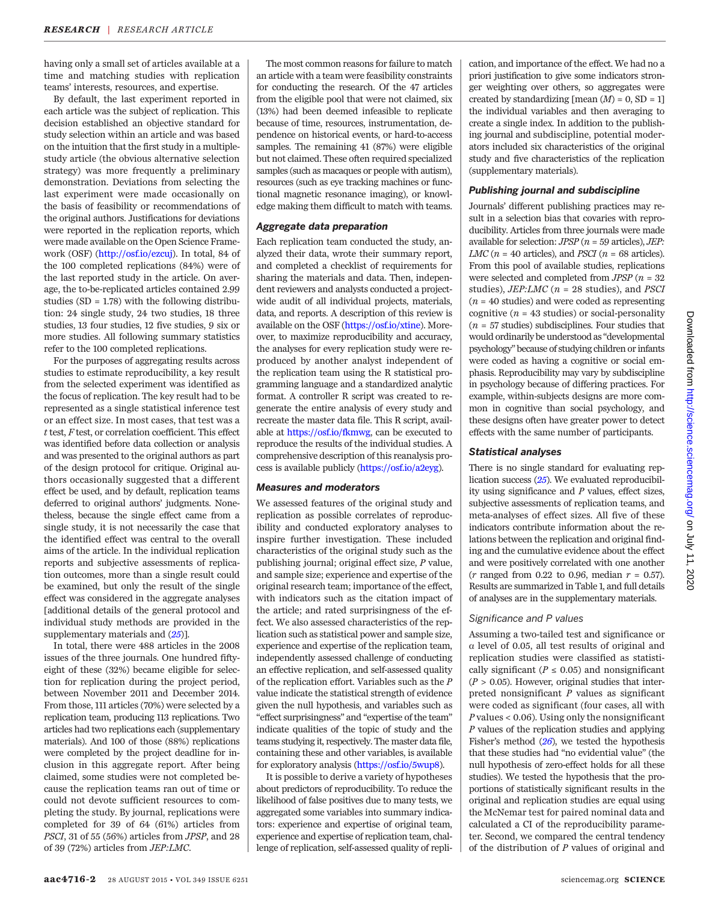having only a small set of articles available at a time and matching studies with replication teams' interests, resources, and expertise.

By default, the last experiment reported in each article was the subject of replication. This decision established an objective standard for study selection within an article and was based on the intuition that the first study in a multiple-study article (the obvious alternative selection strategy) was more frequently a preliminary demonstration. Deviations from selecting the last experiment were made occasionally on the basis of feasibility or recommendations of the original authors. Justifications for deviations were reported in the replication reports, which were made available on the Open Science Framework (OSF) (http://osf.io/ezcuj). In total, 84 of the 100 completed replications (84%) were of the last reported study in the article. On average, the to-be-replicated articles contained 2.99 studies (SD = 1.78) with the following distribution: 24 single study, 24 two studies, 18 three studies, 13 four studies, 12 five studies, 9 six or more studies. All following summary statistics refer to the 100 completed replications.

For the purposes of aggregating results across studies to estimate reproducibility, a key result from the selected experiment was identified as the focus of replication. The key result had to be represented as a single statistical inference test or an effect size. In most cases, that test was a $t$ test, $F$ test, or correlation coefficient. This effect was identified before data collection or analysis and was presented to the original authors as part of the design protocol for critique. Original authors occasionally suggested that a different effect be used, and by default, replication teams deferred to original authors' judgments. Nonetheless, because the single effect came from a single study, it is not necessarily the case that the identified effect was central to the overall aims of the article. In the individual replication reports and subjective assessments of replication outcomes, more than a single result could be examined, but only the result of the single effect was considered in the aggregate analyses [additional details of the general protocol and individual study methods are provided in the supplementary materials and (25)].

In total, there were 488 articles in the 2008 issues of the three journals. One hundred fifty-eight of these (32%) became eligible for selection for replication during the project period, between November 2011 and December 2014. From those, 111 articles (70%) were selected by a replication team, producing 113 replications. Two articles had two replications each (supplementary materials). And 100 of those (88%) replications were completed by the project deadline for inclusion in this aggregate report. After being claimed, some studies were not completed because the replication teams ran out of time or could not devote sufficient resources to completing the study. By journal, replications were completed for 39 of 64 (61%) articles from *PSCI*, 31 of 55 (56%) articles from *JPSP*, and 28 of 39 (72%) articles from *JEP:LMC*.

The most common reasons for failure to match an article with a team were feasibility constraints for conducting the research. Of the 47 articles from the eligible pool that were not claimed, six (13%) had been deemed infeasible to replicate because of time, resources, instrumentation, dependence on historical events, or hard-to-access samples. The remaining 41 (87%) were eligible but not claimed. These often required specialized samples (such as macaques or people with autism), resources (such as eye tracking machines or functional magnetic resonance imaging), or knowledge making them difficult to match with teams.

### Aggregate data preparation

Each replication team conducted the study, analyzed their data, wrote their summary report, and completed a checklist of requirements for sharing the materials and data. Then, independent reviewers and analysts conducted a project-wide audit of all individual projects, materials, data, and reports. A description of this review is available on the OSF (https://osf.io/xtine). Moreover, to maximize reproducibility and accuracy, the analyses for every replication study were reproduced by another analyst independent of the replication team using the R statistical programming language and a standardized analytic format. A controller R script was created to regenerate the entire analysis of every study and recreate the master data file. This R script, available at https://osf.io/fkmwg, can be executed to reproduce the results of the individual studies. A comprehensive description of this reanalysis process is available publicly (https://osf.io/a2eyg).

### Measures and moderators

We assessed features of the original study and replication as possible correlates of reproducibility and conducted exploratory analyses to inspire further investigation. These included characteristics of the original study such as the publishing journal; original effect size, $P$ value, and sample size; experience and expertise of the original research team; importance of the effect, with indicators such as the citation impact of the article; and rated surprisingness of the effect. We also assessed characteristics of the replication such as statistical power and sample size, experience and expertise of the replication team, independently assessed challenge of conducting an effective replication, and self-assessed quality of the replication effort. Variables such as the $P$ value indicate the statistical strength of evidence given the null hypothesis, and variables such as "effect surprisingness" and "expertise of the team" indicate qualities of the topic of study and the teams studying it, respectively. The master data file, containing these and other variables, is available for exploratory analysis (https://osf.io/5wup8).

It is possible to derive a variety of hypotheses about predictors of reproducibility. To reduce the likelihood of false positives due to many tests, we aggregated some variables into summary indicators: experience and expertise of original team, experience and expertise of replication team, challenge of replication, self-assessed quality of replication, and importance of the effect. We had no a priori justification to give some indicators stronger weighting over others, so aggregates were created by standardizing [mean ($M$) = 0, SD = 1] the individual variables and then averaging to create a single index. In addition to the publishing journal and subdiscipline, potential moderators included six characteristics of the original study and five characteristics of the replication (supplementary materials).

### Publishing journal and subdiscipline

Journals' different publishing practices may result in a selection bias that covaries with reproducibility. Articles from three journals were made available for selection: *JPSP* ($n$ = 59 articles), *JEP: LMC* ($n$ = 40 articles), and *PSCI* ($n$ = 68 articles). From this pool of available studies, replications were selected and completed from *JPSP* ($n$ = 32 studies), *JEP:LMC* ($n$ = 28 studies), and *PSCI* ($n$ = 40 studies) and were coded as representing cognitive ($n$ = 43 studies) or social-personality ($n$ = 57 studies) subdisciplines. Four studies that would ordinarily be understood as "developmental psychology" because of studying children or infants were coded as having a cognitive or social emphasis. Reproducibility may vary by subdiscipline in psychology because of differing practices. For example, within-subjects designs are more common in cognitive than social psychology, and these designs often have greater power to detect effects with the same number of participants.

### Statistical analyses

There is no single standard for evaluating replication success (25). We evaluated reproducibility using significance and $P$ values, effect sizes, subjective assessments of replication teams, and meta-analyses of effect sizes. All five of these indicators contribute information about the relations between the replication and original finding and the cumulative evidence about the effect and were positively correlated with one another ($r$ ranged from 0.22 to 0.96, median $r$ = 0.57). Results are summarized in Table 1, and full details of analyses are in the supplementary materials.

#### Significance and P values

Assuming a two-tailed test and significance or $\alpha$ level of 0.05, all test results of original and replication studies were classified as statistically significant ($P \leq 0.05$) and nonsignificant ($P > 0.05$). However, original studies that interpreted nonsignificant $P$ values as significant were coded as significant (four cases, all with $P$ values < 0.06). Using only the nonsignificant $P$ values of the replication studies and applying Fisher's method (26), we tested the hypothesis that these studies had "no evidential value" (the null hypothesis of zero-effect holds for all these studies). We tested the hypothesis that the proportions of statistically significant results in the original and replication studies are equal using the McNemar test for paired nominal data and calculated a CI of the reproducibility parameter. Second, we compared the central tendency of the distribution of $P$ values of original and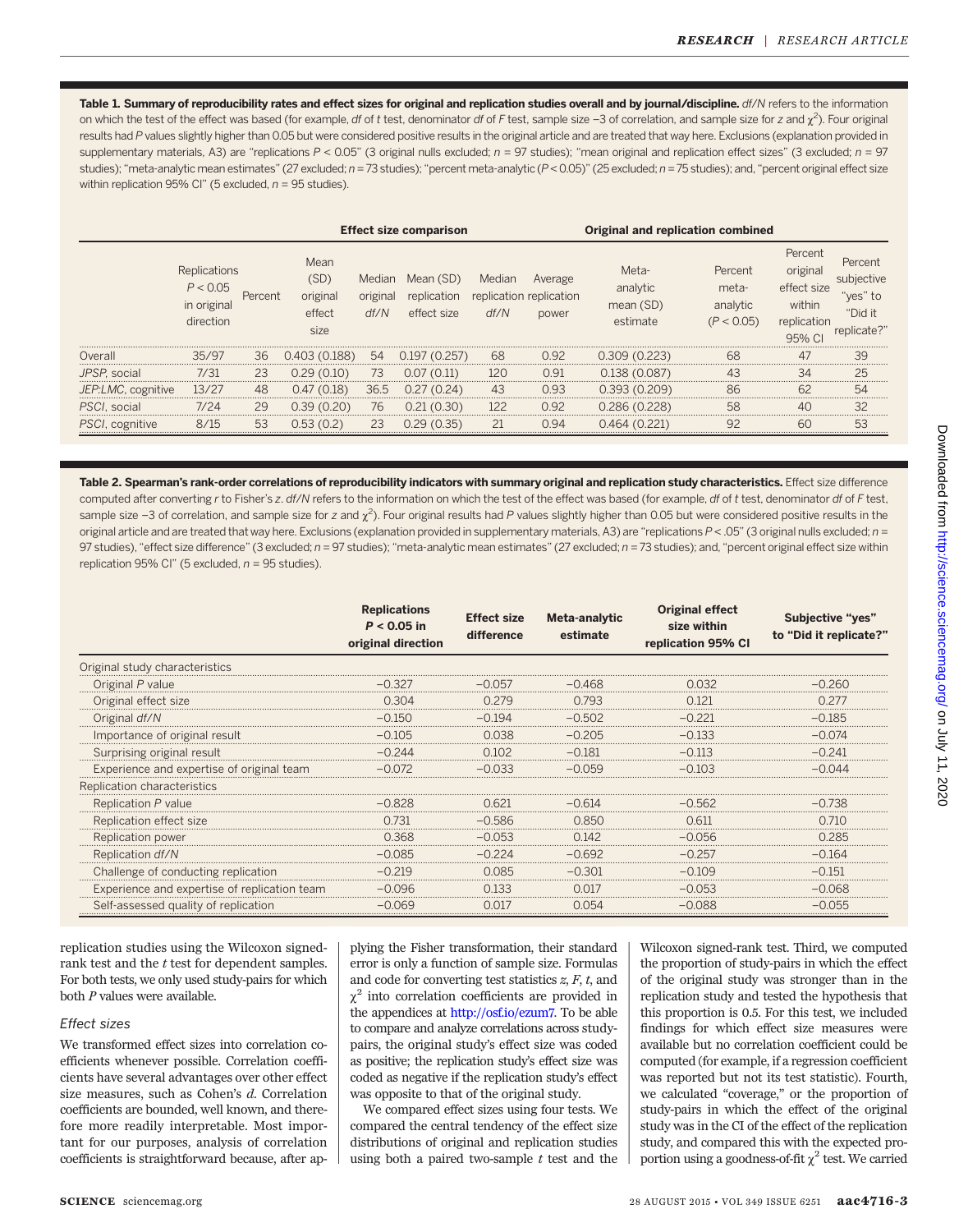**Table 1. Summary of reproducibility rates and effect sizes for original and replication studies overall and by journal/discipline.** *df/N* refers to the information on which the test of the effect was based (for example, *df* of *t* test, denominator *df* of *F* test, sample size −3 of correlation, and sample size for *z* and $\chi^2$). Four original results had *P* values slightly higher than 0.05 but were considered positive results in the original article and are treated that way here. Exclusions (explanation provided in supplementary materials, A3) are "replications $P < 0.05$" (3 original nulls excluded; $n = 97$ studies); "mean original and replication effect sizes" (3 excluded; $n = 97$ studies); "meta-analytic mean estimates" (27 excluded; $n = 73$ studies); "percent meta-analytic ($P < 0.05$)" (25 excluded; $n = 75$ studies); and, "percent original effect size within replication 95% CI" (5 excluded, $n = 95$ studies).

| | | | Effect size comparison | | | | | Original and replication combined | | | |
|---|---|---|---|---|---|---|---|---|---|---|---|
| | Replications $P < 0.05$ in original direction | Percent | Mean (SD) original effect size | Median original *df/N* | Mean (SD) replication effect size | Median replication *df/N* | Average replication power | Meta-analytic mean (SD) estimate | Percent meta-analytic ($P < 0.05$) | Percent original effect size within replication 95% CI | Percent subjective "yes" to "Did it replicate?" |
| Overall | 35/97 | 36 | 0.403 (0.188) | 54 | 0.197 (0.257) | 68 | 0.92 | 0.309 (0.223) | 68 | 47 | 39 |
| *JPSP*, social | 7/31 | 23 | 0.29 (0.10) | 73 | 0.07 (0.11) | 120 | 0.91 | 0.138 (0.087) | 43 | 34 | 25 |
| *JEP:LMC*, cognitive | 13/27 | 48 | 0.47 (0.18) | 36.5 | 0.27 (0.24) | 43 | 0.93 | 0.393 (0.209) | 86 | 62 | 54 |
| *PSCI*, social | 7/24 | 29 | 0.39 (0.20) | 76 | 0.21 (0.30) | 122 | 0.92 | 0.286 (0.228) | 58 | 40 | 32 |
| *PSCI*, cognitive | 8/15 | 53 | 0.53 (0.2) | 23 | 0.29 (0.35) | 21 | 0.94 | 0.464 (0.221) | 92 | 60 | 53 |

**Table 2. Spearman's rank-order correlations of reproducibility indicators with summary original and replication study characteristics.** Effect size difference computed after converting *r* to Fisher's *z*. *df/N* refers to the information on which the test of the effect was based (for example, *df* of *t* test, denominator *df* of *F* test, sample size −3 of correlation, and sample size for *z* and $\chi^2$). Four original results had *P* values slightly higher than 0.05 but were considered positive results in the original article and are treated that way here. Exclusions (explanation provided in supplementary materials, A3) are "replications $P < .05$" (3 original nulls excluded; $n = 97$ studies), "effect size difference" (3 excluded; $n = 97$ studies); "meta-analytic mean estimates" (27 excluded; $n = 73$ studies); and, "percent original effect size within replication 95% CI" (5 excluded, $n = 95$ studies).

| | Replications $P < 0.05$ in original direction | Effect size difference | Meta-analytic estimate | Original effect size within replication 95% CI | Subjective "yes" to "Did it replicate?" |
|---|---|---|---|---|---|
| Original study characteristics | | | | | |
| Original *P* value | −0.327 | −0.057 | −0.468 | 0.032 | −0.260 |
| Original effect size | 0.304 | 0.279 | 0.793 | 0.121 | 0.277 |
| Original *df/N* | −0.150 | −0.194 | −0.502 | −0.221 | −0.185 |
| Importance of original result | −0.105 | 0.038 | −0.205 | −0.133 | −0.074 |
| Surprising original result | −0.244 | 0.102 | −0.181 | −0.113 | −0.241 |
| Experience and expertise of original team | −0.072 | −0.033 | −0.059 | −0.103 | −0.044 |
| Replication characteristics | | | | | |
| Replication *P* value | −0.828 | 0.621 | −0.614 | −0.562 | −0.738 |
| Replication effect size | 0.731 | −0.586 | 0.850 | 0.611 | 0.710 |
| Replication power | 0.368 | −0.053 | 0.142 | −0.056 | 0.285 |
| Replication *df/N* | −0.085 | −0.224 | −0.692 | −0.257 | −0.164 |
| Challenge of conducting replication | −0.219 | 0.085 | −0.301 | −0.109 | −0.151 |
| Experience and expertise of replication team | −0.096 | 0.133 | 0.017 | −0.053 | −0.068 |
| Self-assessed quality of replication | −0.069 | 0.017 | 0.054 | −0.088 | −0.055 |

replication studies using the Wilcoxon signed-rank test and the *t* test for dependent samples. For both tests, we only used study-pairs for which both *P* values were available.

### *Effect sizes*

We transformed effect sizes into correlation coefficients whenever possible. Correlation coefficients have several advantages over other effect size measures, such as Cohen's *d*. Correlation coefficients are bounded, well known, and therefore more readily interpretable. Most important for our purposes, analysis of correlation coefficients is straightforward because, after applying the Fisher transformation, their standard error is only a function of sample size. Formulas and code for converting test statistics *z*, *F*, *t*, and $\chi^2$ into correlation coefficients are provided in the appendices at http://osf.io/ezum7. To be able to compare and analyze correlations across study-pairs, the original study's effect size was coded as positive; the replication study's effect size was coded as negative if the replication study's effect was opposite to that of the original study.

We compared effect sizes using four tests. We compared the central tendency of the effect size distributions of original and replication studies using both a paired two-sample *t* test and the Wilcoxon signed-rank test. Third, we computed the proportion of study-pairs in which the effect of the original study was stronger than in the replication study and tested the hypothesis that this proportion is 0.5. For this test, we included findings for which effect size measures were available but no correlation coefficient could be computed (for example, if a regression coefficient was reported but not its test statistic). Fourth, we calculated "coverage," or the proportion of study-pairs in which the effect of the original study was in the CI of the effect of the replication study, and compared this with the expected proportion using a goodness-of-fit $\chi^2$ test. We carried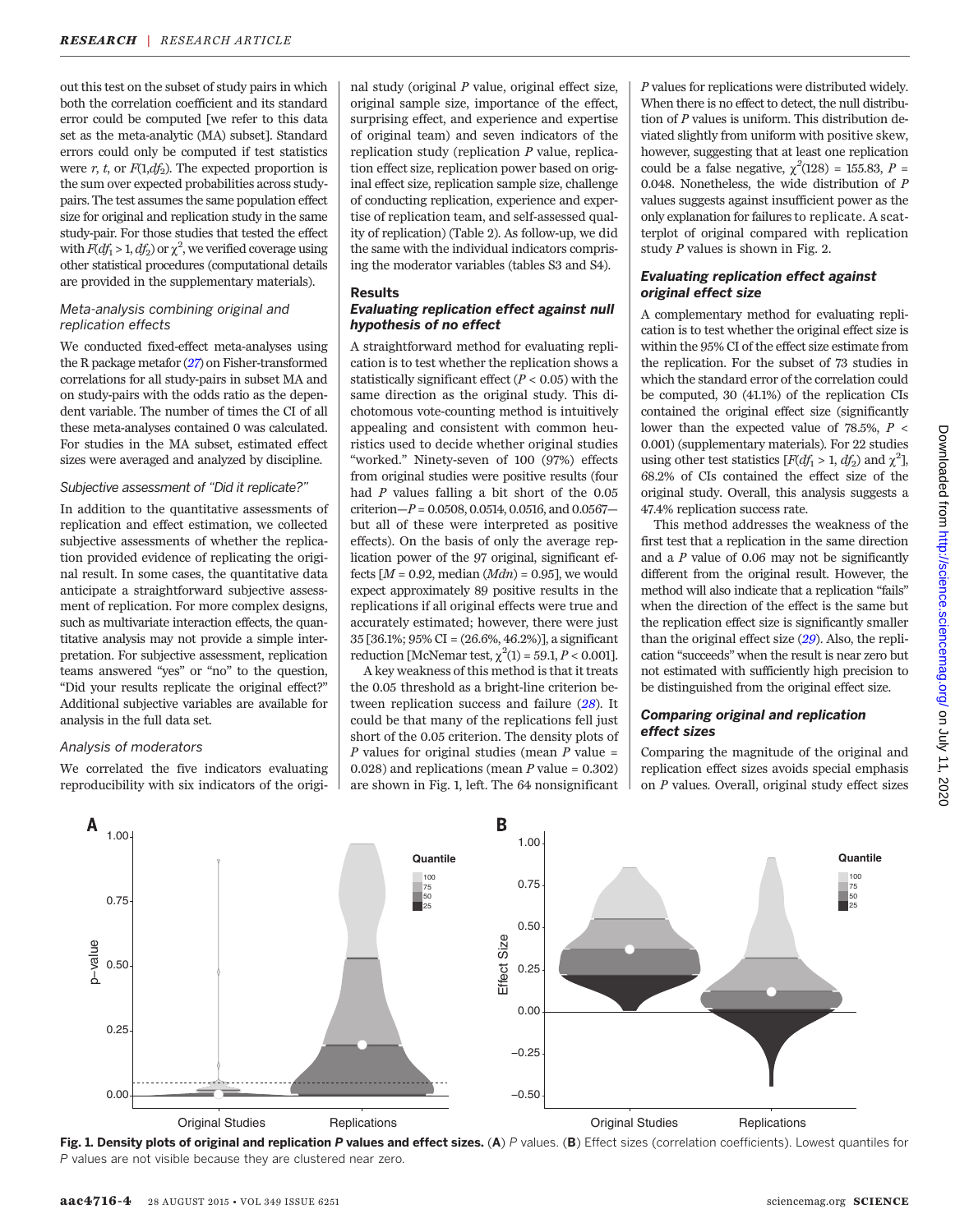out this test on the subset of study pairs in which both the correlation coefficient and its standard error could be computed [we refer to this data set as the meta-analytic (MA) subset]. Standard errors could only be computed if test statistics were $r$, $t$, or $F(1,df_2)$. The expected proportion is the sum over expected probabilities across study-pairs. The test assumes the same population effect size for original and replication study in the same study-pair. For those studies that tested the effect with $F(df_1 > 1, df_2)$ or $\chi^2$, we verified coverage using other statistical procedures (computational details are provided in the supplementary materials).

### *Meta-analysis combining original and replication effects*

We conducted fixed-effect meta-analyses using the R package metafor (27) on Fisher-transformed correlations for all study-pairs in subset MA and on study-pairs with the odds ratio as the dependent variable. The number of times the CI of all these meta-analyses contained 0 was calculated. For studies in the MA subset, estimated effect sizes were averaged and analyzed by discipline.

### *Subjective assessment of "Did it replicate?"*

In addition to the quantitative assessments of replication and effect estimation, we collected subjective assessments of whether the replication provided evidence of replicating the original result. In some cases, the quantitative data anticipate a straightforward subjective assessment of replication. For more complex designs, such as multivariate interaction effects, the quantitative analysis may not provide a simple interpretation. For subjective assessment, replication teams answered "yes" or "no" to the question, "Did your results replicate the original effect?" Additional subjective variables are available for analysis in the full data set.

### *Analysis of moderators*

We correlated the five indicators evaluating reproducibility with six indicators of the original study (original $P$ value, original effect size, original sample size, importance of the effect, surprising effect, and experience and expertise of original team) and seven indicators of the replication study (replication $P$ value, replication effect size, replication power based on original effect size, replication sample size, challenge of conducting replication, experience and expertise of replication team, and self-assessed quality of replication) (Table 2). As follow-up, we did the same with the individual indicators comprising the moderator variables (tables S3 and S4).

## Results

### *Evaluating replication effect against null hypothesis of no effect*

A straightforward method for evaluating replication is to test whether the replication shows a statistically significant effect ($P < 0.05$) with the same direction as the original study. This dichotomous vote-counting method is intuitively appealing and consistent with common heuristics used to decide whether original studies "worked." Ninety-seven of 100 (97%) effects from original studies were positive results (four had $P$ values falling a bit short of the 0.05 criterion—$P$ = 0.0508, 0.0514, 0.0516, and 0.0567—but all of these were interpreted as positive effects). On the basis of only the average replication power of the 97 original, significant effects [$M$ = 0.92, median ($Mdn$) = 0.95], we would expect approximately 89 positive results in the replications if all original effects were true and accurately estimated; however, there were just 35 [36.1%; 95% CI = (26.6%, 46.2%)], a significant reduction [McNemar test, $\chi^2(1) = 59.1$, $P < 0.001$].

A key weakness of this method is that it treats the 0.05 threshold as a bright-line criterion between replication success and failure (28). It could be that many of the replications fell just short of the 0.05 criterion. The density plots of $P$ values for original studies (mean $P$ value = 0.028) and replications (mean $P$ value = 0.302) are shown in Fig. 1, left. The 64 nonsignificant $P$ values for replications were distributed widely. When there is no effect to detect, the null distribution of $P$ values is uniform. This distribution deviated slightly from uniform with positive skew, however, suggesting that at least one replication could be a false negative, $\chi^2(128) = 155.83$, $P$ = 0.048. Nonetheless, the wide distribution of $P$ values suggests against insufficient power as the only explanation for failures to replicate. A scatterplot of original compared with replication study $P$ values is shown in Fig. 2.

### *Evaluating replication effect against original effect size*

A complementary method for evaluating replication is to test whether the original effect size is within the 95% CI of the effect size estimate from the replication. For the subset of 73 studies in which the standard error of the correlation could be computed, 30 (41.1%) of the replication CIs contained the original effect size (significantly lower than the expected value of 78.5%, $P$ < 0.001) (supplementary materials). For 22 studies using other test statistics [$F(df_1 > 1, df_2)$ and $\chi^2$], 68.2% of CIs contained the effect size of the original study. Overall, this analysis suggests a 47.4% replication success rate.

This method addresses the weakness of the first test that a replication in the same direction and a $P$ value of 0.06 may not be significantly different from the original result. However, the method will also indicate that a replication "fails" when the direction of the effect is the same but the replication effect size is significantly smaller than the original effect size (29). Also, the replication "succeeds" when the result is near zero but not estimated with sufficiently high precision to be distinguished from the original effect size.

### *Comparing original and replication effect sizes*

Comparing the magnitude of the original and replication effect sizes avoids special emphasis on $P$ values. Overall, original study effect sizes

**Fig. 1. Density plots of original and replication *P* values and effect sizes.** (**A**) $P$ values. (**B**) Effect sizes (correlation coefficients). Lowest quantiles for $P$ values are not visible because they are clustered near zero.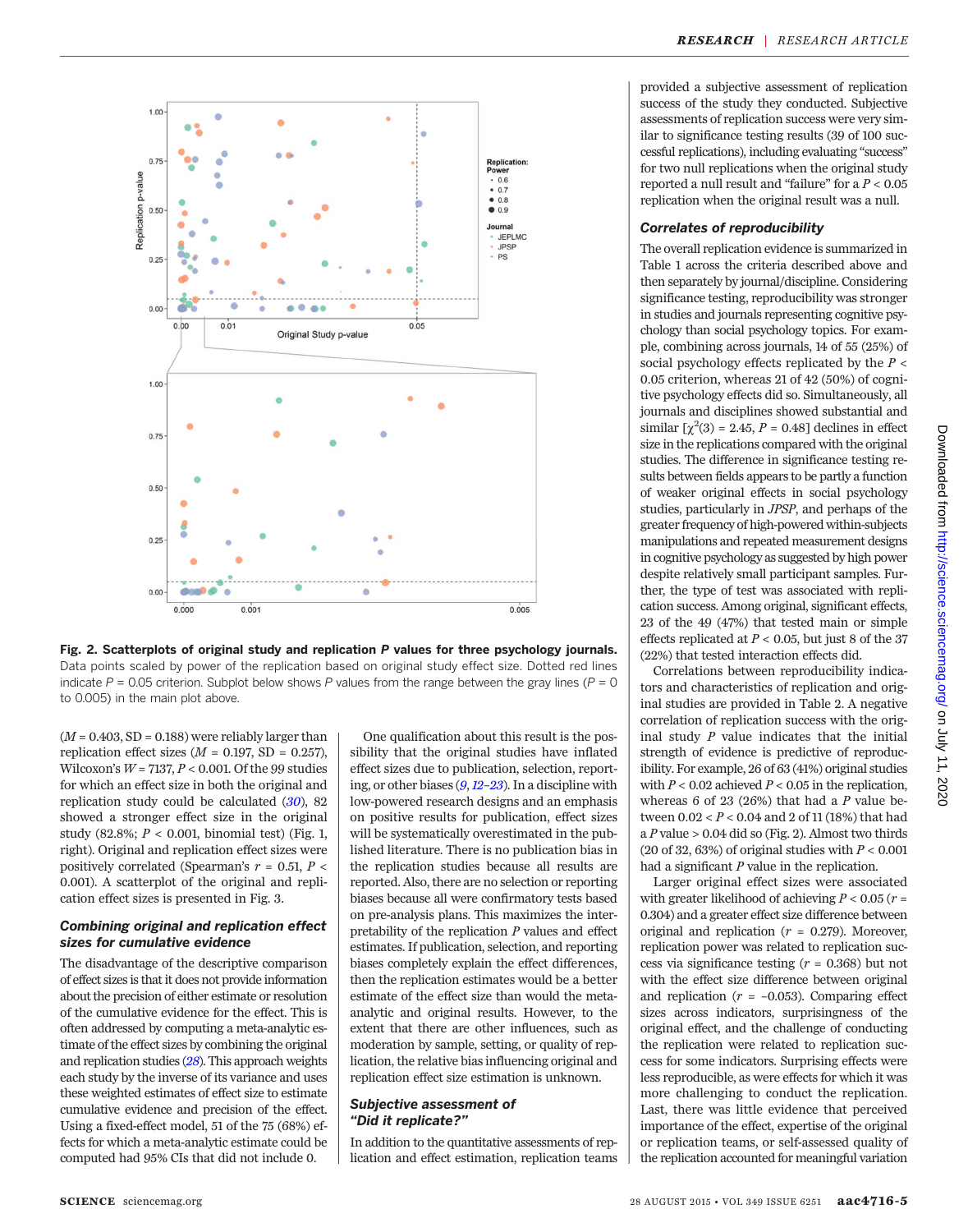**Fig. 2. Scatterplots of original study and replication *P* values for three psychology journals.** Data points scaled by power of the replication based on original study effect size. Dotted red lines indicate $P = 0.05$ criterion. Subplot below shows *P* values from the range between the gray lines ($P = 0$ to 0.005) in the main plot above.

($M = 0.403$, SD = 0.188) were reliably larger than replication effect sizes ($M = 0.197$, SD = 0.257), Wilcoxon's $W = 7137$, $P < 0.001$. Of the 99 studies for which an effect size in both the original and replication study could be calculated (30), 82 showed a stronger effect size in the original study (82.8%; $P < 0.001$, binomial test) (Fig. 1, right). Original and replication effect sizes were positively correlated (Spearman's $r = 0.51$, $P < 0.001$). A scatterplot of the original and replication effect sizes is presented in Fig. 3.

### Combining original and replication effect sizes for cumulative evidence

The disadvantage of the descriptive comparison of effect sizes is that it does not provide information about the precision of either estimate or resolution of the cumulative evidence for the effect. This is often addressed by computing a meta-analytic estimate of the effect sizes by combining the original and replication studies (28). This approach weights each study by the inverse of its variance and uses these weighted estimates of effect size to estimate cumulative evidence and precision of the effect. Using a fixed-effect model, 51 of the 75 (68%) effects for which a meta-analytic estimate could be computed had 95% CIs that did not include 0.

One qualification about this result is the possibility that the original studies have inflated effect sizes due to publication, selection, reporting, or other biases (9, 12–23). In a discipline with low-powered research designs and an emphasis on positive results for publication, effect sizes will be systematically overestimated in the published literature. There is no publication bias in the replication studies because all results are reported. Also, there are no selection or reporting biases because all were confirmatory tests based on pre-analysis plans. This maximizes the interpretability of the replication *P* values and effect estimates. If publication, selection, and reporting biases completely explain the effect differences, then the replication estimates would be a better estimate of the effect size than would the meta-analytic and original results. However, to the extent that there are other influences, such as moderation by sample, setting, or quality of replication, the relative bias influencing original and replication effect size estimation is unknown.

### Subjective assessment of "Did it replicate?"

In addition to the quantitative assessments of replication and effect estimation, replication teams provided a subjective assessment of replication success of the study they conducted. Subjective assessments of replication success were very similar to significance testing results (39 of 100 successful replications), including evaluating "success" for two null replications when the original study reported a null result and "failure" for a $P < 0.05$ replication when the original result was a null.

### Correlates of reproducibility

The overall replication evidence is summarized in Table 1 across the criteria described above and then separately by journal/discipline. Considering significance testing, reproducibility was stronger in studies and journals representing cognitive psychology than social psychology topics. For example, combining across journals, 14 of 55 (25%) of social psychology effects replicated by the $P < 0.05$ criterion, whereas 21 of 42 (50%) of cognitive psychology effects did so. Simultaneously, all journals and disciplines showed substantial and similar [$\chi^2(3) = 2.45$, $P = 0.48$] declines in effect size in the replications compared with the original studies. The difference in significance testing results between fields appears to be partly a function of weaker original effects in social psychology studies, particularly in *JPSP*, and perhaps of the greater frequency of high-powered within-subjects manipulations and repeated measurement designs in cognitive psychology as suggested by high power despite relatively small participant samples. Further, the type of test was associated with replication success. Among original, significant effects, 23 of the 49 (47%) that tested main or simple effects replicated at $P < 0.05$, but just 8 of the 37 (22%) that tested interaction effects did.

Correlations between reproducibility indicators and characteristics of replication and original studies are provided in Table 2. A negative correlation of replication success with the original study *P* value indicates that the initial strength of evidence is predictive of reproducibility. For example, 26 of 63 (41%) original studies with $P < 0.02$ achieved $P < 0.05$ in the replication, whereas 6 of 23 (26%) that had a *P* value between $0.02 < P < 0.04$ and 2 of 11 (18%) that had a *P* value $> 0.04$ did so (Fig. 2). Almost two thirds (20 of 32, 63%) of original studies with $P < 0.001$ had a significant *P* value in the replication.

Larger original effect sizes were associated with greater likelihood of achieving $P < 0.05$ ($r = 0.304$) and a greater effect size difference between original and replication ($r = 0.279$). Moreover, replication power was related to replication success via significance testing ($r = 0.368$) but not with the effect size difference between original and replication ($r = -0.053$). Comparing effect sizes across indicators, surprisingness of the original effect, and the challenge of conducting the replication were related to replication success for some indicators. Surprising effects were less reproducible, as were effects for which it was more challenging to conduct the replication. Last, there was little evidence that perceived importance of the effect, expertise of the original or replication teams, or self-assessed quality of the replication accounted for meaningful variation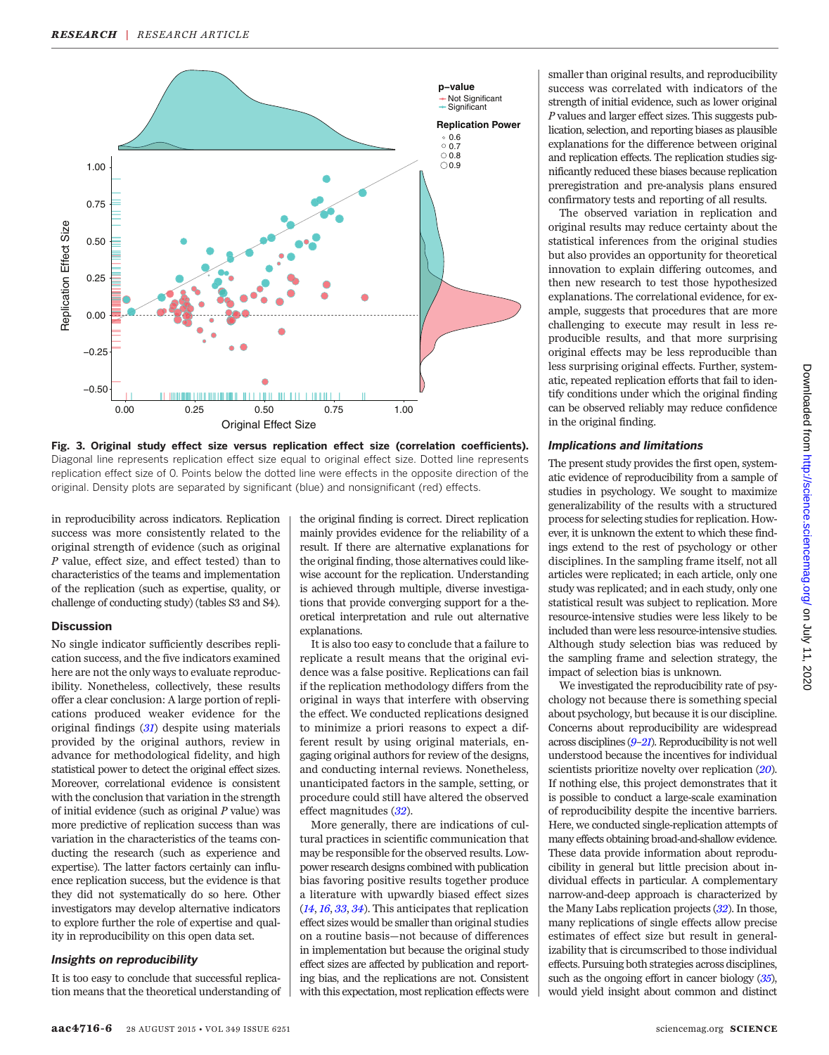Fig. 3. Original study effect size versus replication effect size (correlation coefficients). Diagonal line represents replication effect size equal to original effect size. Dotted line represents replication effect size of 0. Points below the dotted line were effects in the opposite direction of the original. Density plots are separated by significant (blue) and nonsignificant (red) effects.

in reproducibility across indicators. Replication success was more consistently related to the original strength of evidence (such as original *P* value, effect size, and effect tested) than to characteristics of the teams and implementation of the replication (such as expertise, quality, or challenge of conducting study) (tables S3 and S4).

## Discussion

No single indicator sufficiently describes replication success, and the five indicators examined here are not the only ways to evaluate reproducibility. Nonetheless, collectively, these results offer a clear conclusion: A large portion of replications produced weaker evidence for the original findings (31) despite using materials provided by the original authors, review in advance for methodological fidelity, and high statistical power to detect the original effect sizes. Moreover, correlational evidence is consistent with the conclusion that variation in the strength of initial evidence (such as original *P* value) was more predictive of replication success than was variation in the characteristics of the teams conducting the research (such as experience and expertise). The latter factors certainly can influence replication success, but the evidence is that they did not systematically do so here. Other investigators may develop alternative indicators to explore further the role of expertise and quality in reproducibility on this open data set.

### *Insights on reproducibility*

It is too easy to conclude that successful replication means that the theoretical understanding of the original finding is correct. Direct replication mainly provides evidence for the reliability of a result. If there are alternative explanations for the original finding, those alternatives could likewise account for the replication. Understanding is achieved through multiple, diverse investigations that provide converging support for a theoretical interpretation and rule out alternative explanations.

It is also too easy to conclude that a failure to replicate a result means that the original evidence was a false positive. Replications can fail if the replication methodology differs from the original in ways that interfere with observing the effect. We conducted replications designed to minimize a priori reasons to expect a different result by using original materials, engaging original authors for review of the designs, and conducting internal reviews. Nonetheless, unanticipated factors in the sample, setting, or procedure could still have altered the observed effect magnitudes (32).

More generally, there are indications of cultural practices in scientific communication that may be responsible for the observed results. Low-power research designs combined with publication bias favoring positive results together produce a literature with upwardly biased effect sizes (14, 16, 33, 34). This anticipates that replication effect sizes would be smaller than original studies on a routine basis—not because of differences in implementation but because the original study effect sizes are affected by publication and reporting bias, and the replications are not. Consistent with this expectation, most replication effects were smaller than original results, and reproducibility success was correlated with indicators of the strength of initial evidence, such as lower original *P* values and larger effect sizes. This suggests publication, selection, and reporting biases as plausible explanations for the difference between original and replication effects. The replication studies significantly reduced these biases because replication preregistration and pre-analysis plans ensured confirmatory tests and reporting of all results.

The observed variation in replication and original results may reduce certainty about the statistical inferences from the original studies but also provides an opportunity for theoretical innovation to explain differing outcomes, and then new research to test those hypothesized explanations. The correlational evidence, for example, suggests that procedures that are more challenging to execute may result in less reproducible results, and that more surprising original effects may be less reproducible than less surprising original effects. Further, systematic, repeated replication efforts that fail to identify conditions under which the original finding can be observed reliably may reduce confidence in the original finding.

### *Implications and limitations*

The present study provides the first open, systematic evidence of reproducibility from a sample of studies in psychology. We sought to maximize generalizability of the results with a structured process for selecting studies for replication. However, it is unknown the extent to which these findings extend to the rest of psychology or other disciplines. In the sampling frame itself, not all articles were replicated; in each article, only one study was replicated; and in each study, only one statistical result was subject to replication. More resource-intensive studies were less likely to be included than were less resource-intensive studies. Although study selection bias was reduced by the sampling frame and selection strategy, the impact of selection bias is unknown.

We investigated the reproducibility rate of psychology not because there is something special about psychology, but because it is our discipline. Concerns about reproducibility are widespread across disciplines (9–21). Reproducibility is not well understood because the incentives for individual scientists prioritize novelty over replication (20). If nothing else, this project demonstrates that it is possible to conduct a large-scale examination of reproducibility despite the incentive barriers. Here, we conducted single-replication attempts of many effects obtaining broad-and-shallow evidence. These data provide information about reproducibility in general but little precision about individual effects in particular. A complementary narrow-and-deep approach is characterized by the Many Labs replication projects (32). In those, many replications of single effects allow precise estimates of effect size but result in generalizability that is circumscribed to those individual effects. Pursuing both strategies across disciplines, such as the ongoing effort in cancer biology (35), would yield insight about common and distinct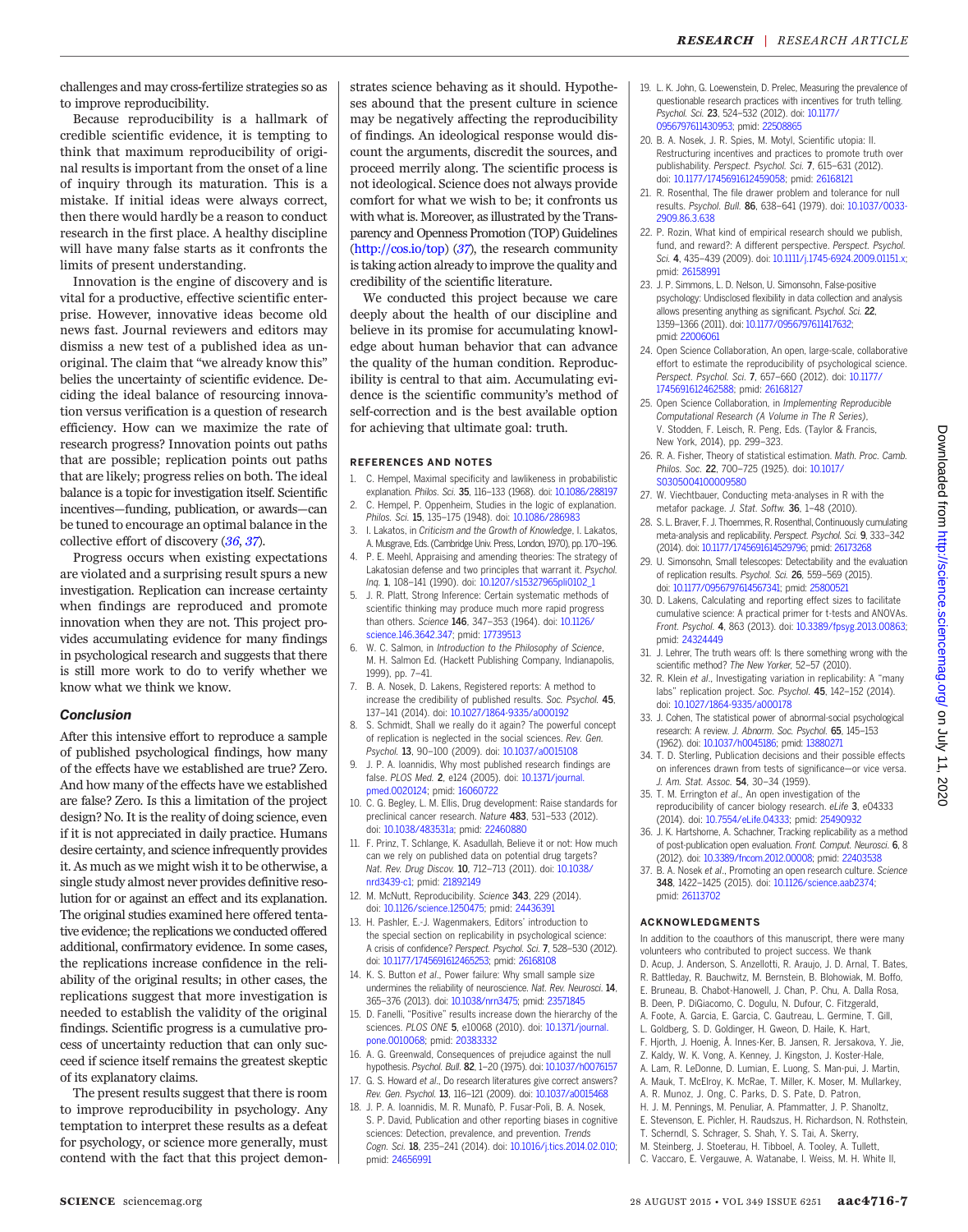challenges and may cross-fertilize strategies so as to improve reproducibility.

Because reproducibility is a hallmark of credible scientific evidence, it is tempting to think that maximum reproducibility of original results is important from the onset of a line of inquiry through its maturation. This is a mistake. If initial ideas were always correct, then there would hardly be a reason to conduct research in the first place. A healthy discipline will have many false starts as it confronts the limits of present understanding.

Innovation is the engine of discovery and is vital for a productive, effective scientific enterprise. However, innovative ideas become old news fast. Journal reviewers and editors may dismiss a new test of a published idea as unoriginal. The claim that "we already know this" belies the uncertainty of scientific evidence. Deciding the ideal balance of resourcing innovation versus verification is a question of research efficiency. How can we maximize the rate of research progress? Innovation points out paths that are possible; replication points out paths that are likely; progress relies on both. The ideal balance is a topic for investigation itself. Scientific incentives—funding, publication, or awards—can be tuned to encourage an optimal balance in the collective effort of discovery (*36*, *37*).

Progress occurs when existing expectations are violated and a surprising result spurs a new investigation. Replication can increase certainty when findings are reproduced and promote innovation when they are not. This project provides accumulating evidence for many findings in psychological research and suggests that there is still more work to do to verify whether we know what we think we know.

### Conclusion

After this intensive effort to reproduce a sample of published psychological findings, how many of the effects have we established are true? Zero. And how many of the effects have we established are false? Zero. Is this a limitation of the project design? No. It is the reality of doing science, even if it is not appreciated in daily practice. Humans desire certainty, and science infrequently provides it. As much as we might wish it to be otherwise, a single study almost never provides definitive resolution for or against an effect and its explanation. The original studies examined here offered tentative evidence; the replications we conducted offered additional, confirmatory evidence. In some cases, the replications increase confidence in the reliability of the original results; in other cases, the replications suggest that more investigation is needed to establish the validity of the original findings. Scientific progress is a cumulative process of uncertainty reduction that can only succeed if science itself remains the greatest skeptic of its explanatory claims.

The present results suggest that there is room to improve reproducibility in psychology. Any temptation to interpret these results as a defeat for psychology, or science more generally, must contend with the fact that this project demonstrates science behaving as it should. Hypotheses abound that the present culture in science may be negatively affecting the reproducibility of findings. An ideological response would discount the arguments, discredit the sources, and proceed merrily along. The scientific process is not ideological. Science does not always provide comfort for what we wish to be; it confronts us with what is. Moreover, as illustrated by the Transparency and Openness Promotion (TOP) Guidelines (http://cos.io/top) (*37*), the research community is taking action already to improve the quality and credibility of the scientific literature.

We conducted this project because we care deeply about the health of our discipline and believe in its promise for accumulating knowledge about human behavior that can advance the quality of the human condition. Reproducibility is central to that aim. Accumulating evidence is the scientific community's method of self-correction and is the best available option for achieving that ultimate goal: truth.

#### REFERENCES AND NOTES

1. C. Hempel, Maximal specificity and lawlikeness in probabilistic explanation. *Philos. Sci.* **35**, 116–133 (1968). doi: 10.1086/288197
2. C. Hempel, P. Oppenheim, Studies in the logic of explanation. *Philos. Sci.* **15**, 135–175 (1948). doi: 10.1086/286983
3. I. Lakatos, in *Criticism and the Growth of Knowledge*, I. Lakatos, A. Musgrave, Eds. (Cambridge Univ. Press, London, 1970), pp. 170–196.
4. P. E. Meehl, Appraising and amending theories: The strategy of Lakatosian defense and two principles that warrant it. *Psychol. Inq.* **1**, 108–141 (1990). doi: 10.1207/s15327965pli0102_1
5. J. R. Platt, Strong Inference: Certain systematic methods of scientific thinking may produce much more rapid progress than others. *Science* **146**, 347–353 (1964). doi: 10.1126/science.146.3642.347; pmid: 17739513
6. W. C. Salmon, in *Introduction to the Philosophy of Science*, M. H. Salmon Ed. (Hackett Publishing Company, Indianapolis, 1999), pp. 7–41.
7. B. A. Nosek, D. Lakens, Registered reports: A method to increase the credibility of published results. *Soc. Psychol.* **45**, 137–141 (2014). doi: 10.1027/1864-9335/a000192
8. S. Schmidt, Shall we really do it again? The powerful concept of replication is neglected in the social sciences. *Rev. Gen. Psychol.* **13**, 90–100 (2009). doi: 10.1037/a0015108
9. J. P. A. Ioannidis, Why most published research findings are false. *PLOS Med.* **2**, e124 (2005). doi: 10.1371/journal.pmed.0020124; pmid: 16060722
10. C. G. Begley, L. M. Ellis, Drug development: Raise standards for preclinical cancer research. *Nature* **483**, 531–533 (2012). doi: 10.1038/483531a; pmid: 22460880
11. F. Prinz, T. Schlange, K. Asadullah, Believe it or not: How much can we rely on published data on potential drug targets? *Nat. Rev. Drug Discov.* **10**, 712–713 (2011). doi: 10.1038/nrd3439-c1; pmid: 21892149
12. M. McNutt, Reproducibility. *Science* **343**, 229 (2014). doi: 10.1126/science.1250475; pmid: 24436391
13. H. Pashler, E.-J. Wagenmakers, Editors' introduction to the special section on replicability in psychological science: A crisis of confidence? *Perspect. Psychol. Sci.* **7**, 528–530 (2012). doi: 10.1177/1745691612465253; pmid: 26168108
14. K. S. Button *et al.*, Power failure: Why small sample size undermines the reliability of neuroscience. *Nat. Rev. Neurosci.* **14**, 365–376 (2013). doi: 10.1038/nrn3475; pmid: 23571845
15. D. Fanelli, "Positive" results increase down the hierarchy of the sciences. *PLOS ONE* **5**, e10068 (2010). doi: 10.1371/journal.pone.0010068; pmid: 20383332
16. A. G. Greenwald, Consequences of prejudice against the null hypothesis. *Psychol. Bull.* **82**, 1–20 (1975). doi: 10.1037/h0076157
17. G. S. Howard *et al.*, Do research literatures give correct answers? *Rev. Gen. Psychol.* **13**, 116–121 (2009). doi: 10.1037/a0015468
18. J. P. A. Ioannidis, M. R. Munafò, P. Fusar-Poli, B. A. Nosek, S. P. David, Publication and other reporting biases in cognitive sciences: Detection, prevalence, and prevention. *Trends Cogn. Sci.* **18**, 235–241 (2014). doi: 10.1016/j.tics.2014.02.010; pmid: 24656991
19. L. K. John, G. Loewenstein, D. Prelec, Measuring the prevalence of questionable research practices with incentives for truth telling. *Psychol. Sci.* **23**, 524–532 (2012). doi: 10.1177/0956797611430953; pmid: 22508865
20. B. A. Nosek, J. R. Spies, M. Motyl, Scientific utopia: II. Restructuring incentives and practices to promote truth over publishability. *Perspect. Psychol. Sci.* **7**, 615–631 (2012). doi: 10.1177/1745691612459058; pmid: 26168121
21. R. Rosenthal, The file drawer problem and tolerance for null results. *Psychol. Bull.* **86**, 638–641 (1979). doi: 10.1037/0033-2909.86.3.638
22. P. Rozin, What kind of empirical research should we publish, fund, and reward?: A different perspective. *Perspect. Psychol. Sci.* **4**, 435–439 (2009). doi: 10.1111/j.1745-6924.2009.01151.x; pmid: 26158991
23. J. P. Simmons, L. D. Nelson, U. Simonsohn, False-positive psychology: Undisclosed flexibility in data collection and analysis allows presenting anything as significant. *Psychol. Sci.* **22**, 1359–1366 (2011). doi: 10.1177/0956797611417632; pmid: 22006061
24. Open Science Collaboration, An open, large-scale, collaborative effort to estimate the reproducibility of psychological science. *Perspect. Psychol. Sci.* **7**, 657–660 (2012). doi: 10.1177/1745691612462588; pmid: 26168127
25. Open Science Collaboration, in *Implementing Reproducible Computational Research (A Volume in The R Series)*, V. Stodden, F. Leisch, R. Peng, Eds. (Taylor & Francis, New York, 2014), pp. 299–323.
26. R. A. Fisher, Theory of statistical estimation. *Math. Proc. Camb. Philos. Soc.* **22**, 700–725 (1925). doi: 10.1017/S0305004100009580
27. W. Viechtbauer, Conducting meta-analyses in R with the metafor package. *J. Stat. Softw.* **36**, 1–48 (2010).
28. S. L. Braver, F. J. Thoemmes, R. Rosenthal, Continuously cumulating meta-analysis and replicability. *Perspect. Psychol. Sci.* **9**, 333–342 (2014). doi: 10.1177/1745691614529796; pmid: 26173268
29. U. Simonsohn, Small telescopes: Detectability and the evaluation of replication results. *Psychol. Sci.* **26**, 559–569 (2015). doi: 10.1177/0956797614567341; pmid: 25800521
30. D. Lakens, Calculating and reporting effect sizes to facilitate cumulative science: A practical primer for t-tests and ANOVAs. *Front. Psychol.* **4**, 863 (2013). doi: 10.3389/fpsyg.2013.00863; pmid: 24324449
31. J. Lehrer, The truth wears off: Is there something wrong with the scientific method? *The New Yorker*, 52–57 (2010).
32. R. Klein *et al.*, Investigating variation in replicability: A "many labs" replication project. *Soc. Psychol.* **45**, 142–152 (2014). doi: 10.1027/1864-9335/a000178
33. J. Cohen, The statistical power of abnormal-social psychological research: A review. *J. Abnorm. Soc. Psychol.* **65**, 145–153 (1962). doi: 10.1037/h0045186; pmid: 13880271
34. T. D. Sterling, Publication decisions and their possible effects on inferences drawn from tests of significance—or vice versa. *J. Am. Stat. Assoc.* **54**, 30–34 (1959).
35. T. M. Errington *et al.*, An open investigation of the reproducibility of cancer biology research. *eLife* **3**, e04333 (2014). doi: 10.7554/eLife.04333; pmid: 25490932
36. J. K. Hartshorne, A. Schachner, Tracking replicability as a method of post-publication open evaluation. *Front. Comput. Neurosci.* **6**, 8 (2012). doi: 10.3389/fncom.2012.00008; pmid: 22403538
37. B. A. Nosek *et al.*, Promoting an open research culture. *Science* **348**, 1422–1425 (2015). doi: 10.1126/science.aab2374; pmid: 26113702

#### ACKNOWLEDGMENTS

In addition to the coauthors of this manuscript, there were many volunteers who contributed to project success. We thank D. Acup, J. Anderson, S. Anzellotti, R. Araujo, J. D. Arnal, T. Bates, R. Battleday, R. Bauchwitz, M. Bernstein, B. Blohowiak, M. Boffo, E. Bruneau, B. Chabot-Hanowell, J. Chan, P. Chu, A. Dalla Rosa, B. Deen, P. DiGiacomo, C. Dogulu, N. Dufour, C. Fitzgerald, A. Foote, A. Garcia, E. Garcia, C. Gautreau, L. Germine, T. Gill, L. Goldberg, S. D. Goldinger, H. Gweon, D. Haile, K. Hart, F. Hjorth, J. Hoenig, Å. Innes-Ker, B. Jansen, R. Jersakova, Y. Jie, Z. Kaldy, W. K. Vong, A. Kenney, J. Kingston, J. Koster-Hale, A. Lam, R. LeDonne, D. Lumian, E. Luong, S. Man-pui, J. Martin, A. Mauk, T. McElroy, K. McRae, T. Miller, K. Moser, M. Mullarkey, A. R. Munoz, J. Ong, C. Parks, D. S. Pate, D. Patron, H. J. M. Pennings, M. Penuliar, A. Pfammatter, J. P. Shanoltz, E. Stevenson, E. Pichler, H. Raudszus, H. Richardson, N. Rothstein, T. Scherndl, S. Schrager, S. Shah, Y. S. Tai, A. Skerry, M. Steinberg, J. Stoeterau, H. Tibboel, A. Tooley, A. Tullett, C. Vaccaro, E. Vergauwe, A. Watanabe, I. Weiss, M. H. White II,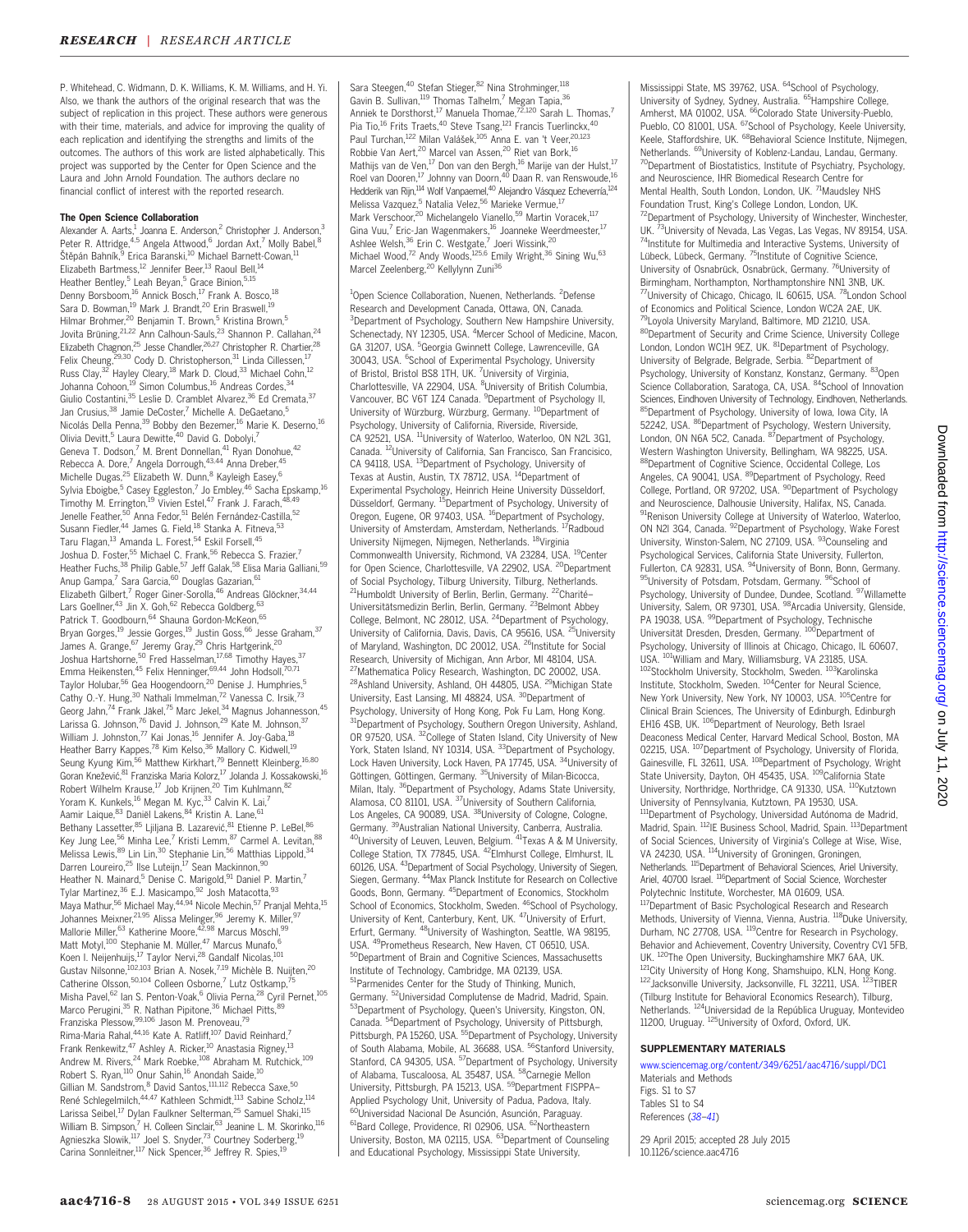P. Whitehead, C. Widmann, D. K. Williams, K. M. Williams, and H. Yi. Also, we thank the authors of the original research that was the subject of replication in this project. These authors were generous with their time, materials, and advice for improving the quality of each replication and identifying the strengths and limits of the outcomes. The authors of this work are listed alphabetically. This project was supported by the Center for Open Science and the Laura and John Arnold Foundation. The authors declare no financial conflict of interest with the reported research.

### The Open Science Collaboration

Alexander A. Aarts,[1] Joanna E. Anderson,[2] Christopher J. Anderson,[3] Peter R. Attridge,[4,5] Angela Attwood,[6] Jordan Axt,[7] Molly Babel,[8] Štěpán Bahník,[9] Erica Baranski,[10] Michael Barnett-Cowan,[11] Elizabeth Bartmess,[12] Jennifer Beer,[13] Raoul Bell,[14] Heather Bentley,[5] Leah Beyan,[5] Grace Binion,[5,15] Denny Borsboom,[16] Annick Bosch,[17] Frank A. Bosco,[18] Sara D. Bowman,[19] Mark J. Brandt,[20] Erin Braswell,[19] Hilmar Brohmer,[20] Benjamin T. Brown,[5] Kristina Brown,[5] Jovita Brüning,[21,22] Ann Calhoun-Sauls,[23] Shannon P. Callahan,[24] Elizabeth Chagnon,[25] Jesse Chandler,[26,27] Christopher R. Chartier,[28] Felix Cheung,[29,30] Cody D. Christopherson,[31] Linda Cillessen,[17] Russ Clay,[32] Hayley Cleary,[18] Mark D. Cloud,[33] Michael Cohn,[12] Johanna Cohoon,[19] Simon Columbus,[16] Andreas Cordes,[34] Giulio Costantini,[35] Leslie D. Cramblet Alvarez,[36] Ed Cremata,[37] Jan Crusius,[38] Jamie DeCoster,[7] Michelle A. DeGaetano,[5] Nicolás Della Penna,[39] Bobby den Bezemer,[16] Marie K. Deserno,[16] Olivia Devitt,[5] Laura Dewitte,[40] David G. Dobolyi,[7] Geneva T. Dodson,[7] M. Brent Donnellan,[41] Ryan Donohue,[42] Rebecca A. Dore,[7] Angela Dorrough,[43,44] Anna Dreber,[45] Michelle Dugas,[25] Elizabeth W. Dunn,[8] Kayleigh Easey,[6] Sylvia Eboigbe,[5] Casey Eggleston,[7] Jo Embley,[46] Sacha Epskamp,[16] Timothy M. Errington,[19] Vivien Estel,[47] Frank J. Farach,[48,49] Jenelle Feather,[50] Anna Fedor,[51] Belén Fernández-Castilla,[52] Susann Fiedler,[44] James G. Field,[18] Stanka A. Fitneva,[53] Taru Flagan,[13] Amanda L. Forest,[54] Eskil Forsell,[45] Joshua D. Foster,[55] Michael C. Frank,[56] Rebecca S. Frazier,[7] Heather Fuchs,[38] Philip Gable,[57] Jeff Galak,[58] Elisa Maria Galliani,[59] Anup Gampa,[7] Sara Garcia,[60] Douglas Gazarian,[61] Elizabeth Gilbert,[7] Roger Giner-Sorolla,[46] Andreas Glöckner,[34,44] Lars Goellner,[43] Jin X. Goh,[62] Rebecca Goldberg,[63] Patrick T. Goodbourn,[64] Shauna Gordon-McKeon,[65] Bryan Gorges,[19] Jessie Gorges,[19] Justin Goss,[66] Jesse Graham,[37] James A. Grange,[67] Jeremy Gray,[29] Chris Hartgerink,[20] Joshua Hartshorne,[50] Fred Hasselman,[17,68] Timothy Hayes,[37] Emma Heikensten,[45] Felix Henninger,[69,44] John Hodsoll,[70,71] Taylor Holubar,[56] Gea Hoogendoorn,[20] Denise J. Humphries,[5] Cathy O.-Y. Hung,[30] Nathali Immelman,[72] Vanessa C. Irsik,[73] Georg Jahn,[74] Frank Jäkel,[75] Marc Jekel,[34] Magnus Johannesson,[45] Larissa G. Johnson,[76] David J. Johnson,[29] Kate M. Johnson,[37] William J. Johnston,[77] Kai Jonas,[16] Jennifer A. Joy-Gaba,[18] Heather Barry Kappes,[78] Kim Kelso,[36] Mallory C. Kidwell,[19] Seung Kyung Kim,[56] Matthew Kirkhart,[79] Bennett Kleinberg,[16,80] Goran Knežević,[81] Franziska Maria Kolorz,[17] Jolanda J. Kossakowski,[16] Robert Wilhelm Krause,[17] Job Krijnen,[20] Tim Kuhlmann,[82] Yoram K. Kunkels,[16] Megan M. Kyc,[33] Calvin K. Lai,[7] Aamir Laique,[83] Daniël Lakens,[84] Kristin A. Lane,[61] Bethany Lassetter,[85] Ljiljana B. Lazarević,[81] Etienne P. LeBel,[86] Key Jung Lee,[56] Minha Lee,[7] Kristi Lemm,[87] Carmel A. Levitan,[88] Melissa Lewis,[89] Lin Lin,[30] Stephanie Lin,[56] Matthias Lippold,[34] Darren Loureiro,[25] Ilse Luteijn,[17] Sean Mackinnon,[90] Heather N. Mainard,[5] Denise C. Marigold,[91] Daniel P. Martin,[7] Tylar Martinez,[36] E.J. Masicampo,[92] Josh Matacotta,[93] Maya Mathur,[56] Michael May,[44,94] Nicole Mechin,[57] Pranjal Mehta,[15] Johannes Meixner,[21,95] Alissa Melinger,[96] Jeremy K. Miller,[97] Mallorie Miller,[63] Katherine Moore,[42,98] Marcus Möschl,[99] Matt Motyl,[100] Stephanie M. Müller,[47] Marcus Munafo,[6] Koen I. Neijenhuijs,[17] Taylor Nervi,[28] Gandalf Nicolas,[101] Gustav Nilsonne,[102,103] Brian A. Nosek,[7,19] Michèle B. Nuijten,[20] Catherine Olsson,[50,104] Colleen Osborne,[7] Lutz Ostkamp,[75] Misha Pavel,[62] Ian S. Penton-Voak,[6] Olivia Perna,[28] Cyril Pernet,[105] Marco Perugini,[35] R. Nathan Pipitone,[36] Michael Pitts,[89] Franziska Plessow,[99,106] Jason M. Prenoveau,[79] Rima-Maria Rahal,[44,16] Kate A. Ratliff,[107] David Reinhard,[7] Frank Renkewitz,[47] Ashley A. Ricker,[10] Anastasia Rigney,[13] Andrew M. Rivers,[24] Mark Roebke,[108] Abraham M. Rutchick,[109] Robert S. Ryan,[110] Onur Sahin,[16] Anondah Saide,[10] Gillian M. Sandstrom,[8] David Santos,[111,112] Rebecca Saxe,[50] René Schlegelmilch,[44,47] Kathleen Schmidt,[113] Sabine Scholz,[114] Larissa Seibel,[17] Dylan Faulkner Selterman,[25] Samuel Shaki,[115] William B. Simpson,[7] H. Colleen Sinclair,[63] Jeanine L. M. Skorinko,[116] Agnieszka Slowik,[117] Joel S. Snyder,[73] Courtney Soderberg,[19] Carina Sonnleitner,[117] Nick Spencer,[36] Jeffrey R. Spies,[19] Sara Steegen,[40] Stefan Stieger,[82] Nina Strohminger,[118] Gavin B. Sullivan,[119] Thomas Talhelm,[7] Megan Tapia,[36] Anniek te Dorsthorst,[17] Manuela Thomae,[72,120] Sarah L. Thomas,[7] Pia Tio,[16] Frits Traets,[40] Steve Tsang,[121] Francis Tuerlinckx,[40] Paul Turchan,[122] Milan Valášek,[105] Anna E. van 't Veer,[20,123] Robbie Van Aert,[20] Marcel van Assen,[20] Riet van Bork,[16] Mathijs van de Ven,[17] Don van den Bergh,[16] Marije van der Hulst,[17] Roel van Dooren,[17] Johnny van Doorn,[40] Daan R. van Renswoude,[16] Hedderik van Rijn,[114] Wolf Vanpaemel,[40] Alejandro Vásquez Echeverría,[124] Melissa Vazquez,[5] Natalia Velez,[56] Marieke Vermue,[17] Mark Verschoor,[20] Michelangelo Vianello,[59] Martin Voracek,[117] Gina Vuu,[7] Eric-Jan Wagenmakers,[16] Joanneke Weerdmeester,[17] Ashlee Welsh,[36] Erin C. Westgate,[7] Joeri Wissink,[20] Michael Wood,[72] Andy Woods,[125,6] Emily Wright,[36] Sining Wu,[63] Marcel Zeelenberg,[20] Kellylynn Zuni[36]

[1]Open Science Collaboration, Nuenen, Netherlands. [2]Defense Research and Development Canada, Ottawa, ON, Canada. [3]Department of Psychology, Southern New Hampshire University, Schenectady, NY 12305, USA. [4]Mercer School of Medicine, Macon, GA 31207, USA. [5]Georgia Gwinnett College, Lawrenceville, GA 30043, USA. [6]School of Experimental Psychology, University of Bristol, Bristol BS8 1TH, UK. [7]University of Virginia, Charlottesville, VA 22904, USA. [8]University of British Columbia, Vancouver, BC V6T 1Z4 Canada. [9]Department of Psychology II, University of Würzburg, Würzburg, Germany. [10]Department of Psychology, University of California, Riverside, Riverside, CA 92521, USA. [11]University of Waterloo, Waterloo, ON N2L 3G1, Canada. [12]University of California, San Francisco, San Francisco, CA 94118, USA. [13]Department of Psychology, University of Texas at Austin, Austin, TX 78712, USA. [14]Department of Experimental Psychology, Heinrich Heine University Düsseldorf, Düsseldorf, Germany. [15]Department of Psychology, University of Oregon, Eugene, OR 97403, USA. [16]Department of Psychology, University of Amsterdam, Amsterdam, Netherlands. [17]Radboud University Nijmegen, Nijmegen, Netherlands. [18]Virginia Commonwealth University, Richmond, VA 23284, USA. [19]Center for Open Science, Charlottesville, VA 22902, USA. [20]Department of Social Psychology, Tilburg University, Tilburg, Netherlands. [21]Humboldt University of Berlin, Berlin, Germany. [22]Charité–Universitätsmedizin Berlin, Berlin, Germany. [23]Belmont Abbey College, Belmont, NC 28012, USA. [24]Department of Psychology, University of California, Davis, Davis, CA 95616, USA. [25]University of Maryland, Washington, DC 20012, USA. [26]Institute for Social Research, University of Michigan, Ann Arbor, MI 48104, USA. [27]Mathematica Policy Research, Washington, DC 20002, USA. [28]Ashland University, Ashland, OH 44805, USA. [29]Michigan State University, East Lansing, MI 48824, USA. [30]Department of Psychology, University of Hong Kong, Pok Fu Lam, Hong Kong. [31]Department of Psychology, Southern Oregon University, Ashland, OR 97520, USA. [32]College of Staten Island, City University of New York, Staten Island, NY 10314, USA. [33]Department of Psychology, Lock Haven University, Lock Haven, PA 17745, USA. [34]University of Göttingen, Göttingen, Germany. [35]University of Milan-Bicocca, Milan, Italy. [36]Department of Psychology, Adams State University, Alamosa, CO 81101, USA. [37]University of Southern California, Los Angeles, CA 90089, USA. [38]University of Cologne, Cologne, Germany. [39]Australian National University, Canberra, Australia. [40]University of Leuven, Leuven, Belgium. [41]Texas A & M University, College Station, TX 77845, USA. [42]Elmhurst College, Elmhurst, IL 60126, USA. [43]Department of Social Psychology, University of Siegen, Siegen, Germany. [44]Max Planck Institute for Research on Collective Goods, Bonn, Germany. [45]Department of Economics, Stockholm School of Economics, Stockholm, Sweden. [46]School of Psychology, University of Kent, Canterbury, Kent, UK. [47]University of Erfurt, Erfurt, Germany. [48]University of Washington, Seattle, WA 98195, USA. [49]Prometheus Research, New Haven, CT 06510, USA. [50]Department of Brain and Cognitive Sciences, Massachusetts Institute of Technology, Cambridge, MA 02139, USA. [51]Parmenides Center for the Study of Thinking, Munich, Germany. [52]Universidad Complutense de Madrid, Madrid, Spain. [53]Department of Psychology, Queen's University, Kingston, ON, Canada. [54]Department of Psychology, University of Pittsburgh, Pittsburgh, PA 15260, USA. [55]Department of Psychology, University of South Alabama, Mobile, AL 36688, USA. [56]Stanford University, Stanford, CA 94305, USA. [57]Department of Psychology, University of Alabama, Tuscaloosa, AL 35487, USA. [58]Carnegie Mellon University, Pittsburgh, PA 15213, USA. [59]Department FISPPA–Applied Psychology Unit, University of Padua, Padova, Italy. [60]Universidad Nacional De Asunción, Asunción, Paraguay. [61]Bard College, Providence, RI 02906, USA. [62]Northeastern University, Boston, MA 02115, USA. [63]Department of Counseling and Educational Psychology, Mississippi State University, Mississippi State, MS 39762, USA. [64]School of Psychology, University of Sydney, Sydney, Australia. [65]Hampshire College, Amherst, MA 01002, USA. [66]Colorado State University-Pueblo, Pueblo, CO 81001, USA. [67]School of Psychology, Keele University, Keele, Staffordshire, UK. [68]Behavioral Science Institute, Nijmegen, Netherlands. [69]University of Koblenz-Landau, Landau, Germany. [70]Department of Biostatistics, Institute of Psychiatry, Psychology, and Neuroscience, IHR Biomedical Research Centre for Mental Health, South London, London, UK. [71]Maudsley NHS Foundation Trust, King's College London, London, UK. [72]Department of Psychology, University of Winchester, Winchester, UK. [73]University of Nevada, Las Vegas, Las Vegas, NV 89154, USA. [74]Institute for Multimedia and Interactive Systems, University of Lübeck, Lübeck, Germany. [75]Institute of Cognitive Science, University of Osnabrück, Osnabrück, Germany. [76]University of Birmingham, Northampton, Northamptonshire NN1 3NB, UK. [77]University of Chicago, Chicago, IL 60615, USA. [78]London School of Economics and Political Science, London WC2A 2AE, UK. [79]Loyola University Maryland, Baltimore, MD 21210, USA. [80]Department of Security and Crime Science, University College London, London WC1H 9EZ, UK. [81]Department of Psychology, University of Belgrade, Belgrade, Serbia. [82]Department of Psychology, University of Konstanz, Konstanz, Germany. [83]Open Science Collaboration, Saratoga, CA, USA. [84]School of Innovation Sciences, Eindhoven University of Technology, Eindhoven, Netherlands. [85]Department of Psychology, University of Iowa, Iowa City, IA 52242, USA. [86]Department of Psychology, Western University, London, ON N6A 5C2, Canada. [87]Department of Psychology, Western Washington University, Bellingham, WA 98225, USA. [88]Department of Cognitive Science, Occidental College, Los Angeles, CA 90041, USA. [89]Department of Psychology, Reed College, Portland, OR 97202, USA. [90]Department of Psychology and Neuroscience, Dalhousie University, Halifax, NS, Canada. [91]Renison University College at University of Waterloo, Waterloo, ON N2l 3G4, Canada. [92]Department of Psychology, Wake Forest University, Winston-Salem, NC 27109, USA. [93]Counseling and Psychological Services, California State University, Fullerton, Fullerton, CA 92831, USA. [94]University of Bonn, Bonn, Germany. [95]University of Potsdam, Potsdam, Germany. [96]School of Psychology, University of Dundee, Dundee, Scotland. [97]Willamette University, Salem, OR 97301, USA. [98]Arcadia University, Glenside, PA 19038, USA. [99]Department of Psychology, Technische Universität Dresden, Dresden, Germany. [100]Department of Psychology, University of Illinois at Chicago, Chicago, IL 60607, USA. [101]William and Mary, Williamsburg, VA 23185, USA. [102]Stockholm University, Stockholm, Sweden. [103]Karolinska Institute, Stockholm, Sweden. [104]Center for Neural Science, New York University, New York, NY 10003, USA. [105]Centre for Clinical Brain Sciences, The University of Edinburgh, Edinburgh EH16 4SB, UK. [106]Department of Neurology, Beth Israel Deaconess Medical Center, Harvard Medical School, Boston, MA 02215, USA. [107]Department of Psychology, University of Florida, Gainesville, FL 32611, USA. [108]Department of Psychology, Wright State University, Dayton, OH 45435, USA. [109]California State University, Northridge, Northridge, CA 91330, USA. [110]Kutztown University of Pennsylvania, Kutztown, PA 19530, USA. [111]Department of Psychology, Universidad Autónoma de Madrid, Madrid, Spain. [112]IE Business School, Madrid, Spain. [113]Department of Social Sciences, University of Virginia's College at Wise, Wise, VA 24230, USA. [114]University of Groningen, Groningen, Netherlands. [115]Department of Behavioral Sciences, Ariel University, Ariel, 40700 Israel. [116]Department of Social Science, Worcester Polytechnic Institute, Worchester, MA 01609, USA. [117]Department of Basic Psychological Research and Research Methods, University of Vienna, Vienna, Austria. [118]Duke University, Durham, NC 27708, USA. [119]Centre for Research in Psychology, Behavior and Achievement, Coventry University, Coventry CV1 5FB, UK. [120]The Open University, Buckinghamshire MK7 6AA, UK. [121]City University of Hong Kong, Shamshuipo, KLN, Hong Kong. [122]Jacksonville University, Jacksonville, FL 32211, USA. [123]TIBER (Tilburg Institute for Behavioral Economics Research), Tilburg, Netherlands. [124]Universidad de la República Uruguay, Montevideo 11200, Uruguay. [125]University of Oxford, Oxford, UK.

### SUPPLEMENTARY MATERIALS

www.sciencemag.org/content/349/6251/aac4716/suppl/DC1
Materials and Methods
Figs. S1 to S7
Tables S1 to S4
References (38–41)

29 April 2015; accepted 28 July 2015
10.1126/science.aac4716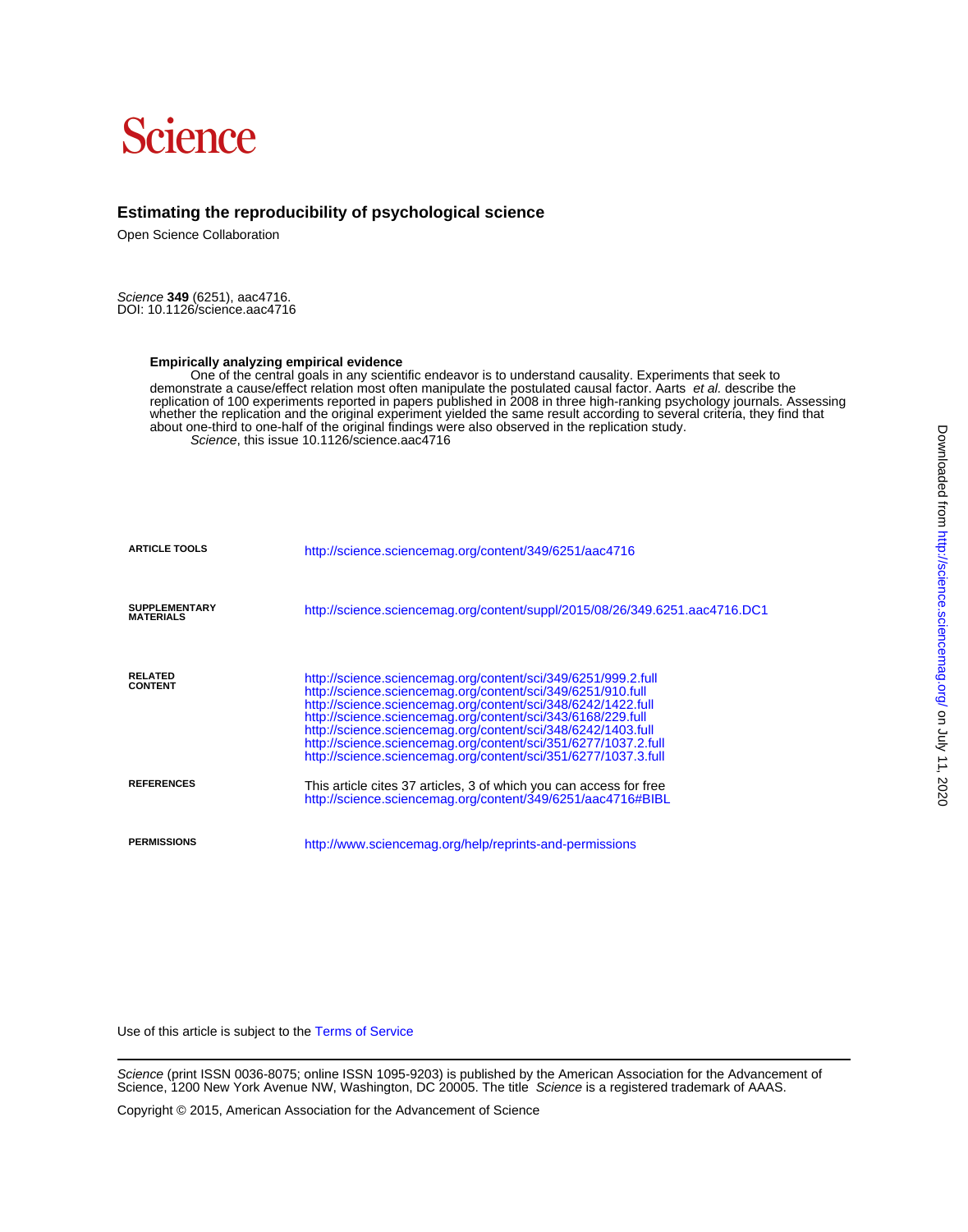# Science

## Estimating the reproducibility of psychological science

Open Science Collaboration

*Science* **349** (6251), aac4716.
DOI: 10.1126/science.aac4716

### Empirically analyzing empirical evidence

One of the central goals in any scientific endeavor is to understand causality. Experiments that seek to demonstrate a cause/effect relation most often manipulate the postulated causal factor. Aarts *et al.* describe the replication of 100 experiments reported in papers published in 2008 in three high-ranking psychology journals. Assessing whether the replication and the original experiment yielded the same result according to several criteria, they find that about one-third to one-half of the original findings were also observed in the replication study.

*Science*, this issue 10.1126/science.aac4716

| | |
|---|---|
| **ARTICLE TOOLS** | http://science.sciencemag.org/content/349/6251/aac4716 |
| **SUPPLEMENTARY MATERIALS** | http://science.sciencemag.org/content/suppl/2015/08/26/349.6251.aac4716.DC1 |
| **RELATED CONTENT** | http://science.sciencemag.org/content/sci/349/6251/999.2.full<br>http://science.sciencemag.org/content/sci/349/6251/910.full<br>http://science.sciencemag.org/content/sci/348/6242/1422.full<br>http://science.sciencemag.org/content/sci/343/6168/229.full<br>http://science.sciencemag.org/content/sci/348/6242/1403.full<br>http://science.sciencemag.org/content/sci/351/6277/1037.2.full<br>http://science.sciencemag.org/content/sci/351/6277/1037.3.full |
| **REFERENCES** | This article cites 37 articles, 3 of which you can access for free<br>http://science.sciencemag.org/content/349/6251/aac4716#BIBL |
| **PERMISSIONS** | http://www.sciencemag.org/help/reprints-and-permissions |

Use of this article is subject to the Terms of Service

*Science* (print ISSN 0036-8075; online ISSN 1095-9203) is published by the American Association for the Advancement of Science, 1200 New York Avenue NW, Washington, DC 20005. The title *Science* is a registered trademark of AAAS.

Copyright © 2015, American Association for the Advancement of Science

Downloaded from http://science.sciencemag.org/ on July 11, 2020